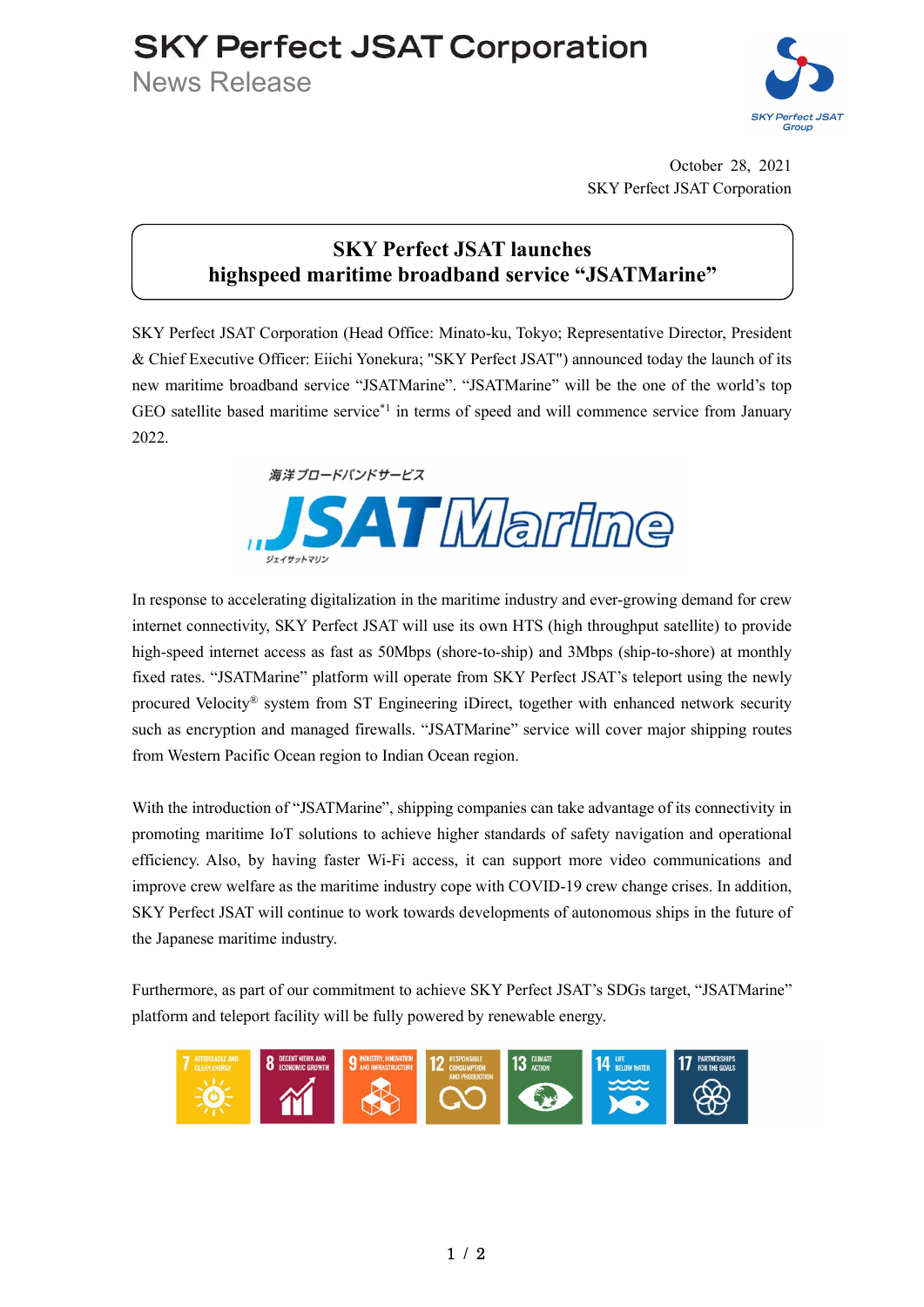# SKY Perfect JSAT Corporation

News Release

October 28, 2021
SKY Perfect JSAT Corporation

## SKY Perfect JSAT launches highspeed maritime broadband service "JSATMarine"

SKY Perfect JSAT Corporation (Head Office: Minato-ku, Tokyo; Representative Director, President & Chief Executive Officer: Eiichi Yonekura; "SKY Perfect JSAT") announced today the launch of its new maritime broadband service "JSATMarine". "JSATMarine" will be the one of the world's top GEO satellite based maritime service[*1] in terms of speed and will commence service from January 2022.

海洋ブロードバンドサービス
JSATMarine
ジェイサットマリン

In response to accelerating digitalization in the maritime industry and ever-growing demand for crew internet connectivity, SKY Perfect JSAT will use its own HTS (high throughput satellite) to provide high-speed internet access as fast as 50Mbps (shore-to-ship) and 3Mbps (ship-to-shore) at monthly fixed rates. "JSATMarine" platform will operate from SKY Perfect JSAT's teleport using the newly procured Velocity® system from ST Engineering iDirect, together with enhanced network security such as encryption and managed firewalls. "JSATMarine" service will cover major shipping routes from Western Pacific Ocean region to Indian Ocean region.

With the introduction of "JSATMarine", shipping companies can take advantage of its connectivity in promoting maritime IoT solutions to achieve higher standards of safety navigation and operational efficiency. Also, by having faster Wi-Fi access, it can support more video communications and improve crew welfare as the maritime industry cope with COVID-19 crew change crises. In addition, SKY Perfect JSAT will continue to work towards developments of autonomous ships in the future of the Japanese maritime industry.

Furthermore, as part of our commitment to achieve SKY Perfect JSAT's SDGs target, "JSATMarine" platform and teleport facility will be fully powered by renewable energy.

7 AFFORDABLE AND CLEAN ENERGY | 8 DECENT WORK AND ECONOMIC GROWTH | 9 INDUSTRY, INNOVATION AND INFRASTRUCTURE | 12 RESPONSIBLE CONSUMPTION AND PRODUCTION | 13 CLIMATE ACTION | 14 LIFE BELOW WATER | 17 PARTNERSHIPS FOR THE GOALS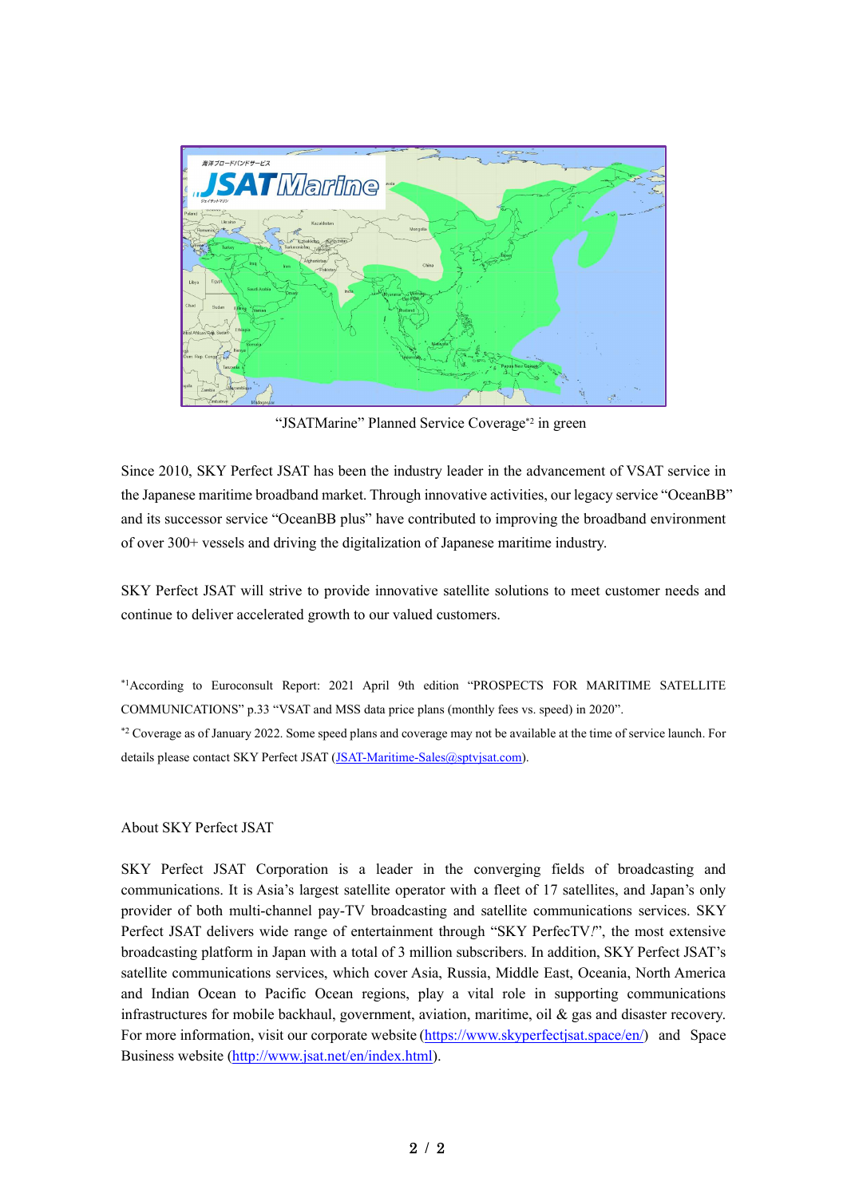"JSATMarine" Planned Service Coverage[*2] in green

Since 2010, SKY Perfect JSAT has been the industry leader in the advancement of VSAT service in the Japanese maritime broadband market. Through innovative activities, our legacy service "OceanBB" and its successor service "OceanBB plus" have contributed to improving the broadband environment of over 300+ vessels and driving the digitalization of Japanese maritime industry.

SKY Perfect JSAT will strive to provide innovative satellite solutions to meet customer needs and continue to deliver accelerated growth to our valued customers.

[*1]According to Euroconsult Report: 2021 April 9th edition "PROSPECTS FOR MARITIME SATELLITE COMMUNICATIONS" p.33 "VSAT and MSS data price plans (monthly fees vs. speed) in 2020".

[*2] Coverage as of January 2022. Some speed plans and coverage may not be available at the time of service launch. For details please contact SKY Perfect JSAT (JSAT-Maritime-Sales@sptvjsat.com).

## About SKY Perfect JSAT

SKY Perfect JSAT Corporation is a leader in the converging fields of broadcasting and communications. It is Asia's largest satellite operator with a fleet of 17 satellites, and Japan's only provider of both multi-channel pay-TV broadcasting and satellite communications services. SKY Perfect JSAT delivers wide range of entertainment through "SKY PerfecTV!", the most extensive broadcasting platform in Japan with a total of 3 million subscribers. In addition, SKY Perfect JSAT's satellite communications services, which cover Asia, Russia, Middle East, Oceania, North America and Indian Ocean to Pacific Ocean regions, play a vital role in supporting communications infrastructures for mobile backhaul, government, aviation, maritime, oil & gas and disaster recovery. For more information, visit our corporate website (https://www.skyperfectjsat.space/en/) and Space Business website (http://www.jsat.net/en/index.html).